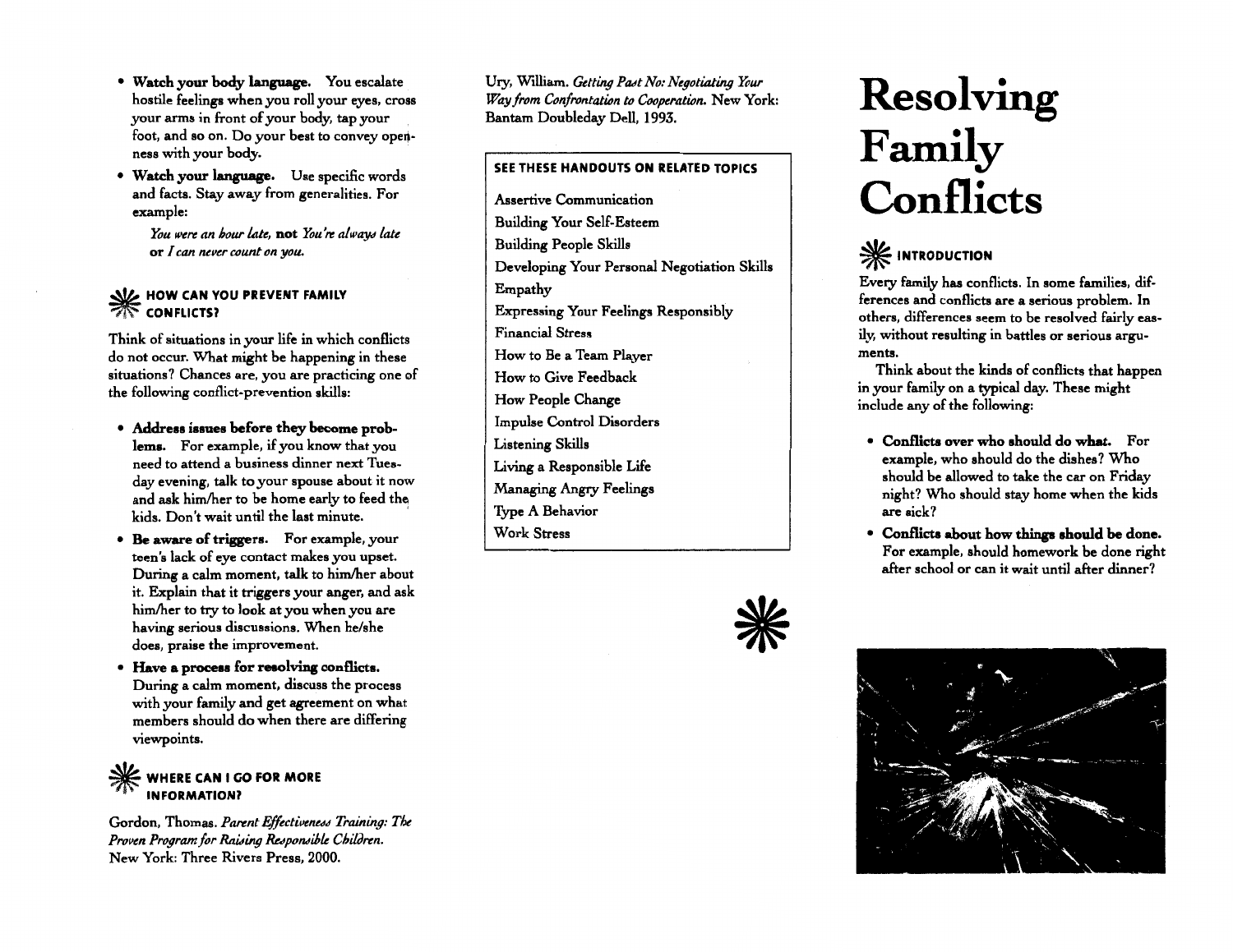# Resolving Family Conflicts

## INTRODUCTION

Every family has conflicts. In some families, differences and conflicts are a serious problem. In others, differences seem to be resolved fairly easily, without resulting in battles or serious arguments.

Think about the kinds of conflicts that happen in your family on a typical day. These might include any of the following:

- **Conflicts over who should do what.** For example, who should do the dishes? Who should be allowed to take the car on Friday night? Who should stay home when the kids are sick?
- **Conflicts about how things should be done.** For example, should homework be done right after school or can it wait until after dinner?

---

- **Watch your body language.** You escalate hostile feelings when you roll your eyes, cross your arms in front of your body, tap your foot, and so on. Do your best to convey openness with your body.
- **Watch your language.** Use specific words and facts. Stay away from generalities. For example:

  *You were an hour late,* **not** *You're always late* or *I can never count on you.*

## HOW CAN YOU PREVENT FAMILY CONFLICTS?

Think of situations in your life in which conflicts do not occur. What might be happening in these situations? Chances are, you are practicing one of the following conflict-prevention skills:

- **Address issues before they become problems.** For example, if you know that you need to attend a business dinner next Tuesday evening, talk to your spouse about it now and ask him/her to be home early to feed the kids. Don't wait until the last minute.
- **Be aware of triggers.** For example, your teen's lack of eye contact makes you upset. During a calm moment, talk to him/her about it. Explain that it triggers your anger, and ask him/her to try to look at you when you are having serious discussions. When he/she does, praise the improvement.
- **Have a process for resolving conflicts.** During a calm moment, discuss the process with your family and get agreement on what members should do when there are differing viewpoints.

## WHERE CAN I GO FOR MORE INFORMATION?

Gordon, Thomas. *Parent Effectiveness Training: The Proven Program for Raising Responsible Children.* New York: Three Rivers Press, 2000.

Ury, William. *Getting Past No: Negotiating Your Way from Confrontation to Cooperation.* New York: Bantam Doubleday Dell, 1993.

**SEE THESE HANDOUTS ON RELATED TOPICS**

Assertive Communication
Building Your Self-Esteem
Building People Skills
Developing Your Personal Negotiation Skills
Empathy
Expressing Your Feelings Responsibly
Financial Stress
How to Be a Team Player
How to Give Feedback
How People Change
Impulse Control Disorders
Listening Skills
Living a Responsible Life
Managing Angry Feelings
Type A Behavior
Work Stress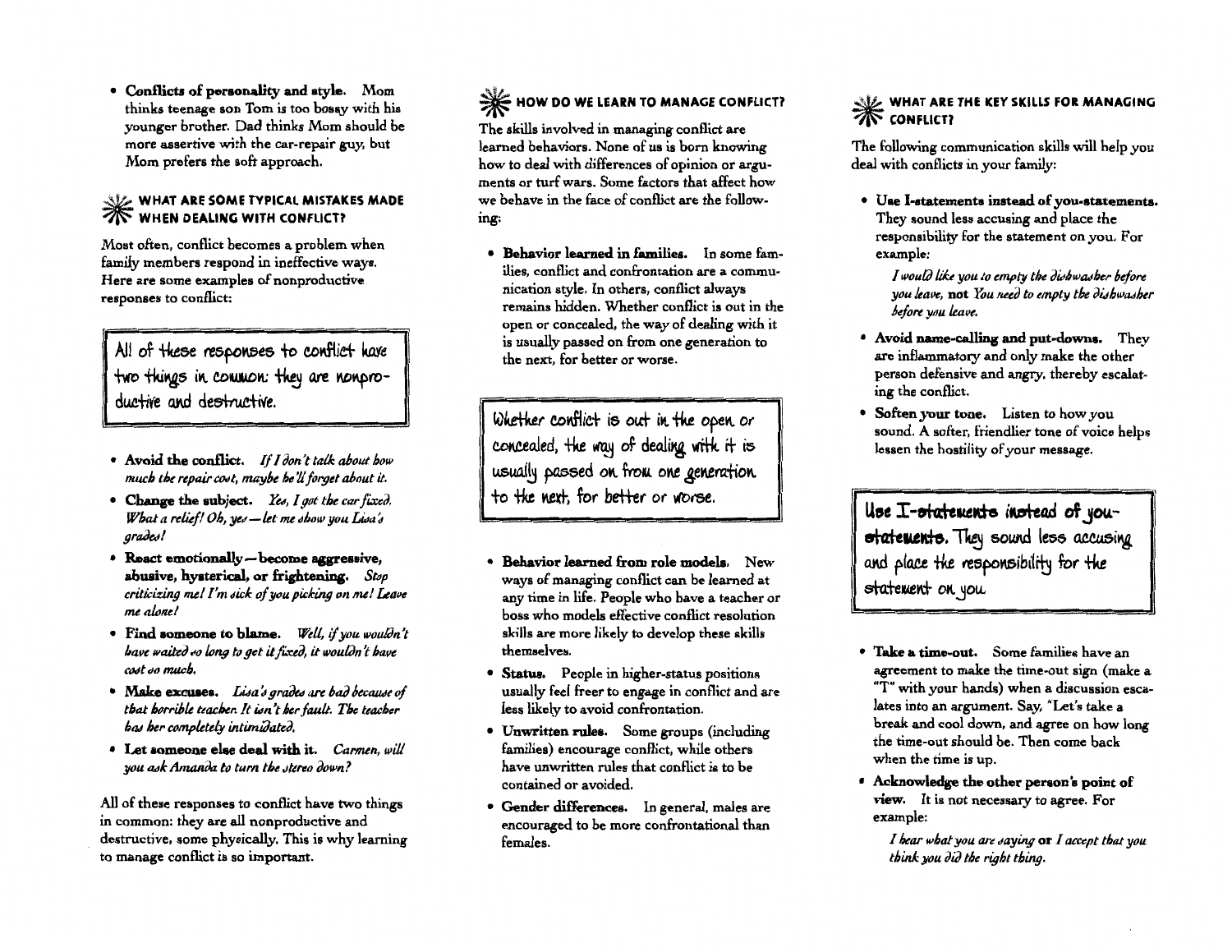- **Conflicts of personality and style.** Mom thinks teenage son Tom is too bossy with his younger brother. Dad thinks Mom should be more assertive with the car-repair guy, but Mom prefers the soft approach.

## WHAT ARE SOME TYPICAL MISTAKES MADE WHEN DEALING WITH CONFLICT?

Most often, conflict becomes a problem when family members respond in ineffective ways. Here are some examples of nonproductive responses to conflict:

> All of these responses to conflict have two things in common: they are nonproductive and destructive.

- **Avoid the conflict.** *If I don't talk about how much the repair cost, maybe he'll forget about it.*
- **Change the subject.** *Yes, I got the car fixed. What a relief! Oh, yes—let me show you Lisa's grades!*
- **React emotionally—become aggressive, abusive, hysterical, or frightening.** *Stop criticizing me! I'm sick of you picking on me! Leave me alone!*
- **Find someone to blame.** *Well, if you wouldn't have waited so long to get it fixed, it wouldn't have cost so much.*
- **Make excuses.** *Lisa's grades are bad because of that horrible teacher. It isn't her fault. The teacher has her completely intimidated.*
- **Let someone else deal with it.** *Carmen, will you ask Amanda to turn the stereo down?*

All of these responses to conflict have two things in common: they are all nonproductive and destructive, some physically. This is why learning to manage conflict is so important.

## HOW DO WE LEARN TO MANAGE CONFLICT?

The skills involved in managing conflict are learned behaviors. None of us is born knowing how to deal with differences of opinion or arguments or turf wars. Some factors that affect how we behave in the face of conflict are the following:

- **Behavior learned in families.** In some families, conflict and confrontation are a communication style. In others, conflict always remains hidden. Whether conflict is out in the open or concealed, the way of dealing with it is usually passed on from one generation to the next, for better or worse.

> Whether conflict is out in the open or concealed, the way of dealing with it is usually passed on from one generation to the next, for better or worse.

- **Behavior learned from role models.** New ways of managing conflict can be learned at any time in life. People who have a teacher or boss who models effective conflict resolution skills are more likely to develop these skills themselves.
- **Status.** People in higher-status positions usually feel freer to engage in conflict and are less likely to avoid confrontation.
- **Unwritten rules.** Some groups (including families) encourage conflict, while others have unwritten rules that conflict is to be contained or avoided.
- **Gender differences.** In general, males are encouraged to be more confrontational than females.

## WHAT ARE THE KEY SKILLS FOR MANAGING CONFLICT?

The following communication skills will help you deal with conflicts in your family:

- **Use I-statements instead of you-statements.** They sound less accusing and place the responsibility for the statement on you. For example:

  *I would like you to empty the dishwasher before you leave,* not *You need to empty the dishwasher before you leave.*

- **Avoid name-calling and put-downs.** They are inflammatory and only make the other person defensive and angry, thereby escalating the conflict.
- **Soften your tone.** Listen to how you sound. A softer, friendlier tone of voice helps lessen the hostility of your message.

> **Use I-statements instead of you-statements.** They sound less accusing and place the responsibility for the statement on you.

- **Take a time-out.** Some families have an agreement to make the time-out sign (make a "T" with your hands) when a discussion escalates into an argument. Say, "Let's take a break and cool down, and agree on how long the time-out should be. Then come back when the time is up.
- **Acknowledge the other person's point of view.** It is not necessary to agree. For example:

  *I hear what you are saying* or *I accept that you think you did the right thing.*